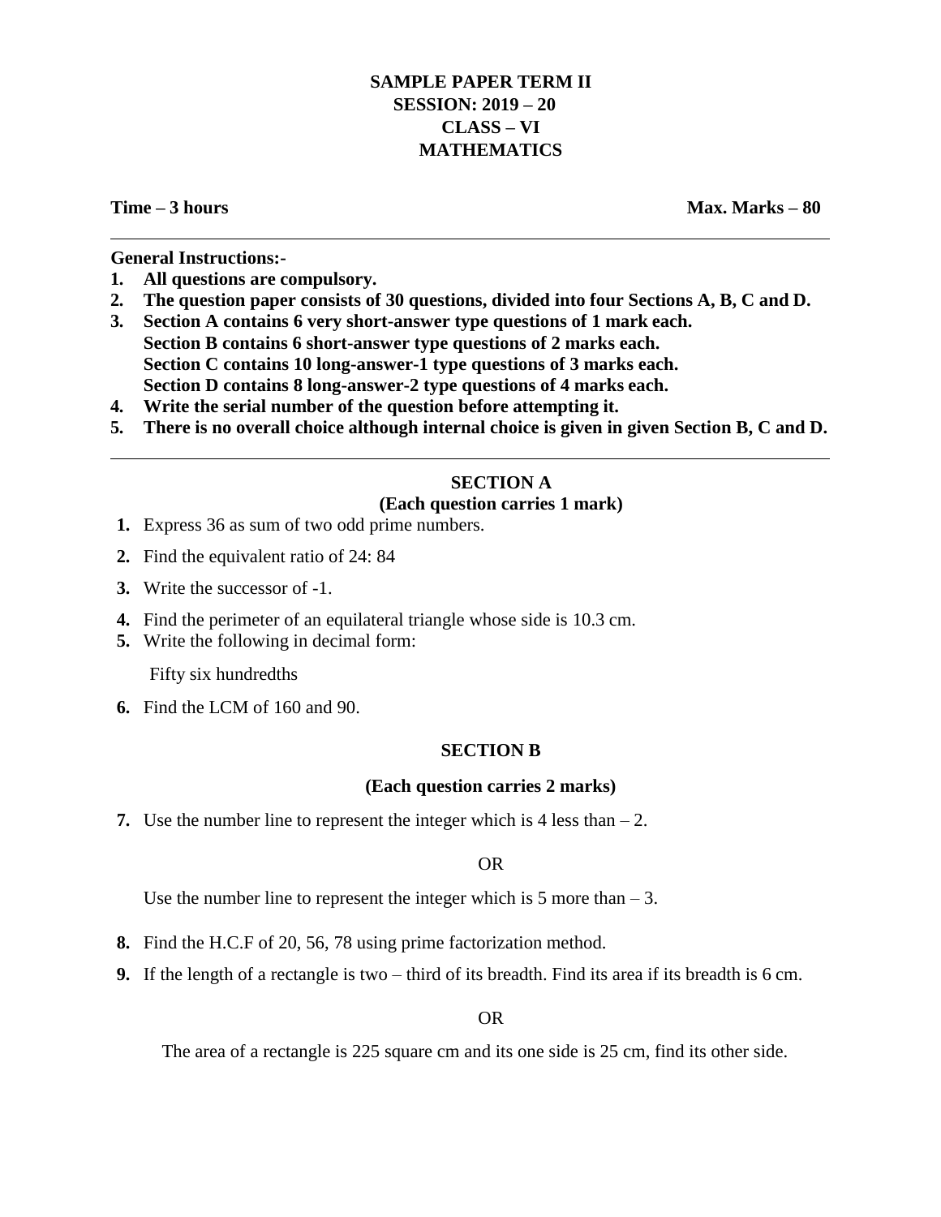**SAMPLE PAPER TERM II**
**SESSION: 2019 – 20**
**CLASS – VI**
**MATHEMATICS**

**Time – 3 hours** **Max. Marks – 80**

---

**General Instructions:-**

1. **All questions are compulsory.**
2. **The question paper consists of 30 questions, divided into four Sections A, B, C and D.**
3. **Section A contains 6 very short-answer type questions of 1 mark each.**
   **Section B contains 6 short-answer type questions of 2 marks each.**
   **Section C contains 10 long-answer-1 type questions of 3 marks each.**
   **Section D contains 8 long-answer-2 type questions of 4 marks each.**
4. **Write the serial number of the question before attempting it.**
5. **There is no overall choice although internal choice is given in given Section B, C and D.**

---

## SECTION A

**(Each question carries 1 mark)**

1. Express 36 as sum of two odd prime numbers.
2. Find the equivalent ratio of 24: 84
3. Write the successor of -1.
4. Find the perimeter of an equilateral triangle whose side is 10.3 cm.
5. Write the following in decimal form:

   Fifty six hundredths

6. Find the LCM of 160 and 90.

## SECTION B

**(Each question carries 2 marks)**

7. Use the number line to represent the integer which is 4 less than – 2.

   OR

   Use the number line to represent the integer which is 5 more than – 3.

8. Find the H.C.F of 20, 56, 78 using prime factorization method.
9. If the length of a rectangle is two – third of its breadth. Find its area if its breadth is 6 cm.

   OR

   The area of a rectangle is 225 square cm and its one side is 25 cm, find its other side.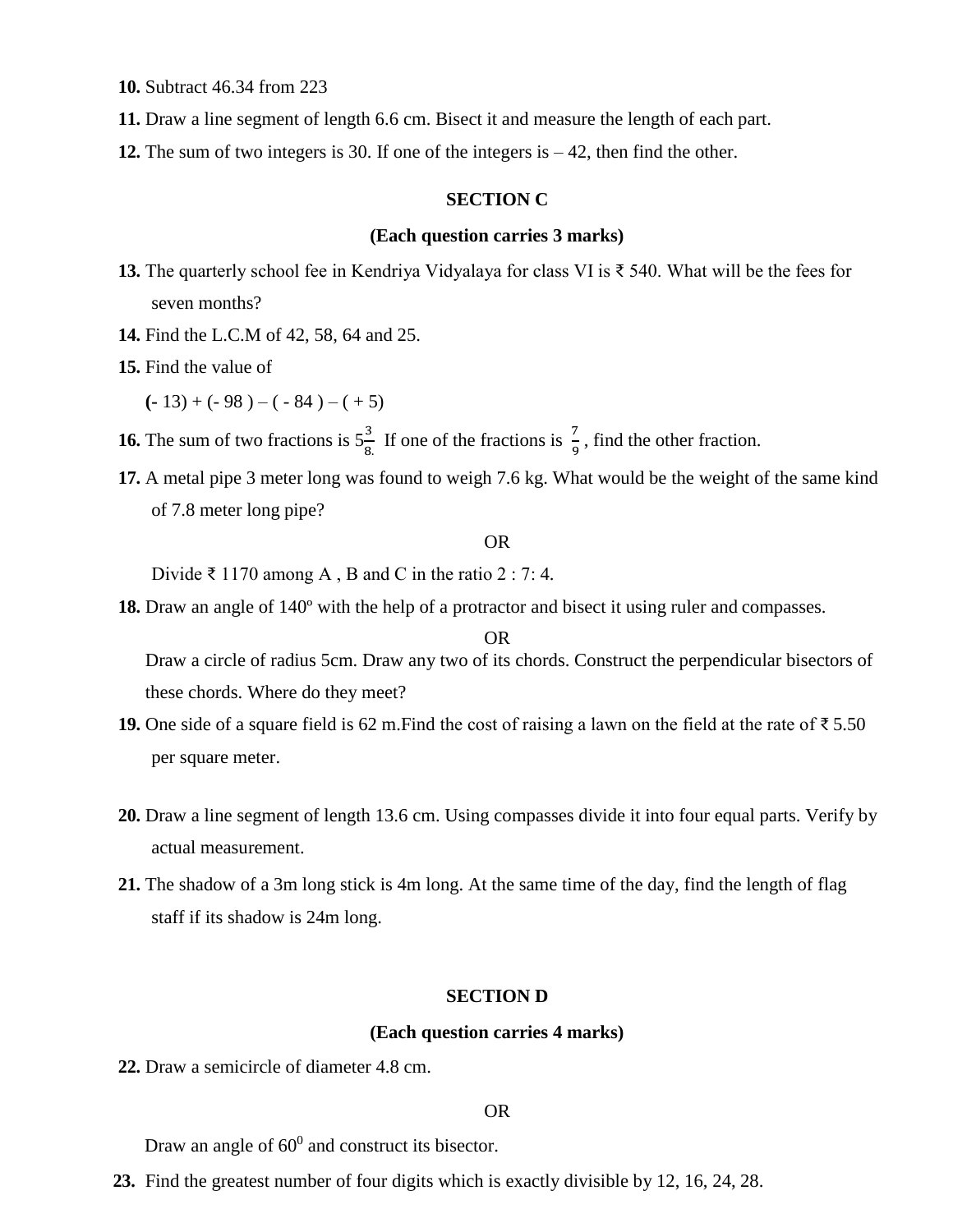**10.** Subtract 46.34 from 223

**11.** Draw a line segment of length 6.6 cm. Bisect it and measure the length of each part.

**12.** The sum of two integers is 30. If one of the integers is – 42, then find the other.

### SECTION C

### (Each question carries 3 marks)

**13.** The quarterly school fee in Kendriya Vidyalaya for class VI is ₹ 540. What will be the fees for seven months?

**14.** Find the L.C.M of 42, 58, 64 and 25.

**15.** Find the value of

$(-13) + (-98) - (-84) - (+5)$

**16.** The sum of two fractions is $5\frac{3}{8}$. If one of the fractions is $\frac{7}{9}$, find the other fraction.

**17.** A metal pipe 3 meter long was found to weigh 7.6 kg. What would be the weight of the same kind of 7.8 meter long pipe?

OR

Divide ₹ 1170 among A , B and C in the ratio 2 : 7: 4.

**18.** Draw an angle of 140° with the help of a protractor and bisect it using ruler and compasses.

OR

Draw a circle of radius 5cm. Draw any two of its chords. Construct the perpendicular bisectors of these chords. Where do they meet?

**19.** One side of a square field is 62 m.Find the cost of raising a lawn on the field at the rate of ₹ 5.50 per square meter.

**20.** Draw a line segment of length 13.6 cm. Using compasses divide it into four equal parts. Verify by actual measurement.

**21.** The shadow of a 3m long stick is 4m long. At the same time of the day, find the length of flag staff if its shadow is 24m long.

### SECTION D

### (Each question carries 4 marks)

**22.** Draw a semicircle of diameter 4.8 cm.

OR

Draw an angle of $60^0$ and construct its bisector.

**23.** Find the greatest number of four digits which is exactly divisible by 12, 16, 24, 28.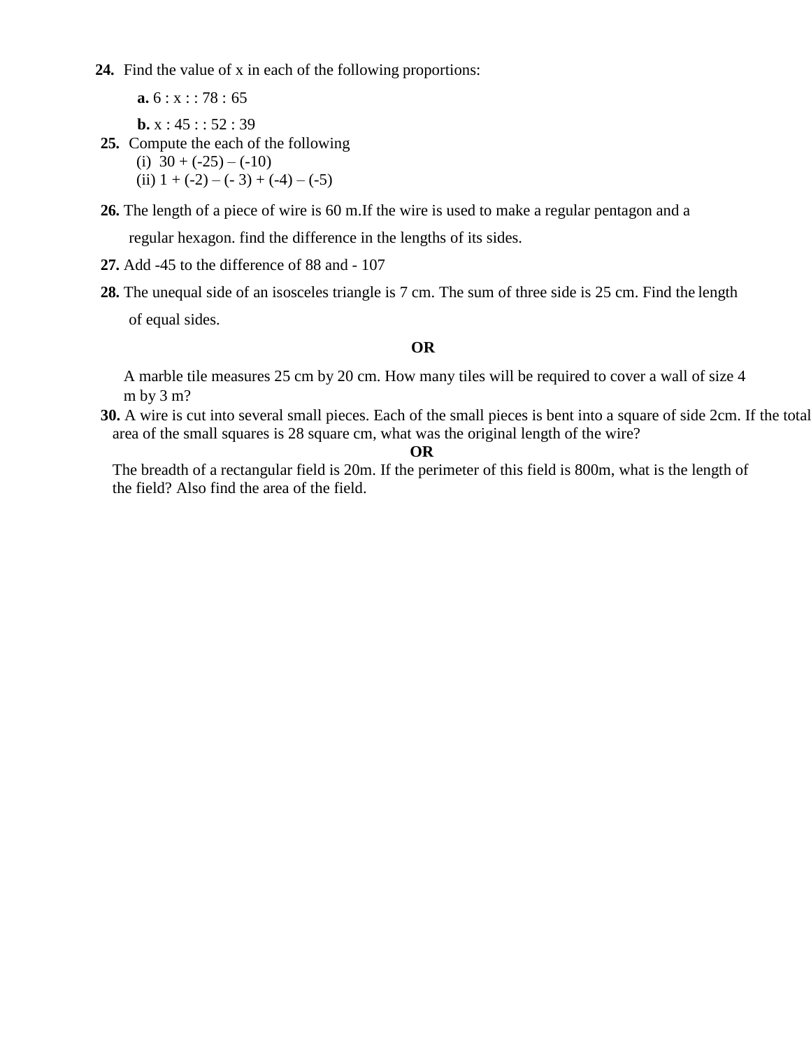**24.** Find the value of x in each of the following proportions:

**a.** 6 : x : : 78 : 65

**b.** x : 45 : : 52 : 39

**25.** Compute the each of the following

(i) 30 + (-25) – (-10)

(ii) 1 + (-2) – (- 3) + (-4) – (-5)

**26.** The length of a piece of wire is 60 m.If the wire is used to make a regular pentagon and a regular hexagon. find the difference in the lengths of its sides.

**27.** Add -45 to the difference of 88 and - 107

**28.** The unequal side of an isosceles triangle is 7 cm. The sum of three side is 25 cm. Find the length of equal sides.

**OR**

A marble tile measures 25 cm by 20 cm. How many tiles will be required to cover a wall of size 4 m by 3 m?

**30.** A wire is cut into several small pieces. Each of the small pieces is bent into a square of side 2cm. If the total area of the small squares is 28 square cm, what was the original length of the wire?

**OR**

The breadth of a rectangular field is 20m. If the perimeter of this field is 800m, what is the length of the field? Also find the area of the field.